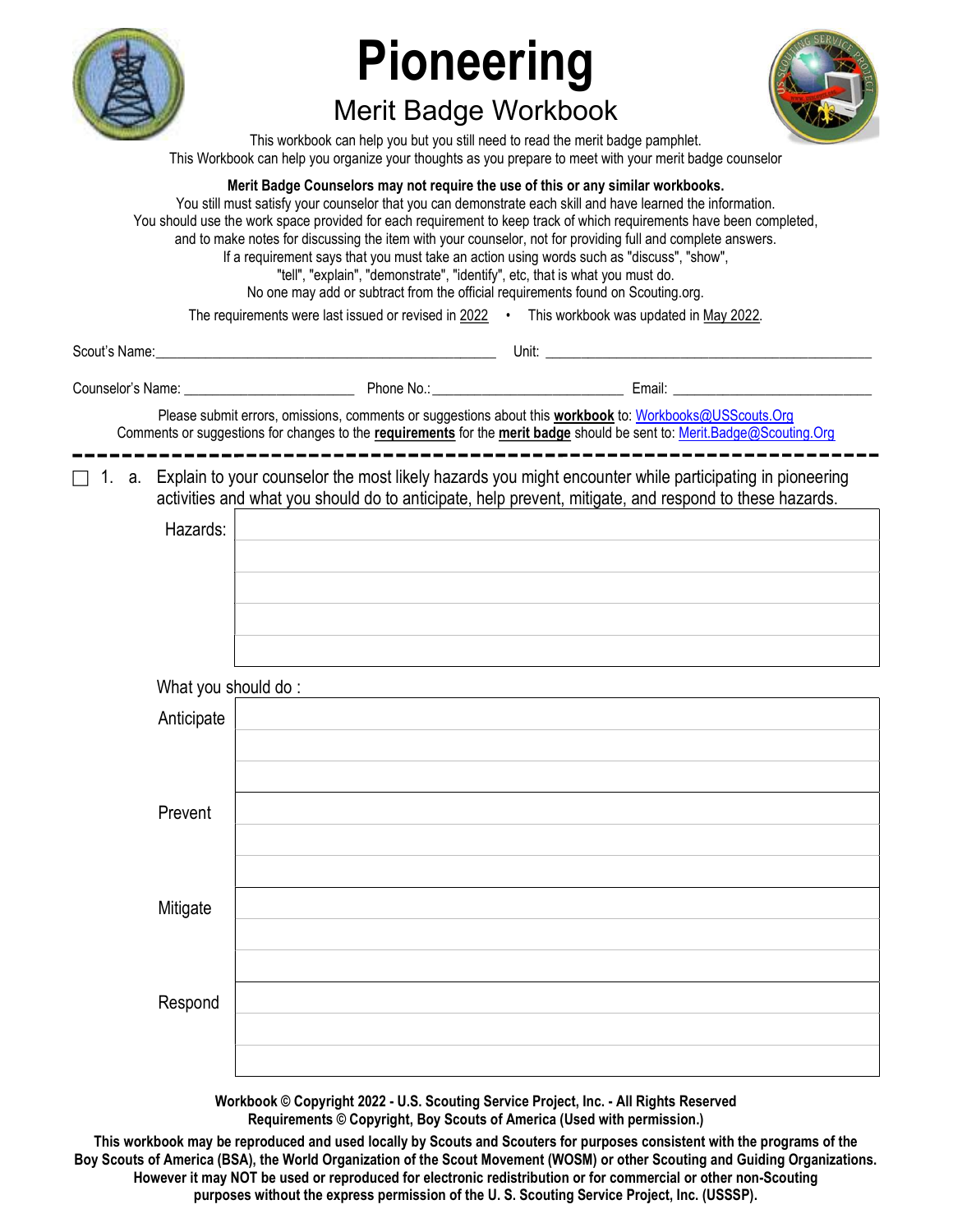# Pioneering

## Merit Badge Workbook

This workbook can help you but you still need to read the merit badge pamphlet.
This Workbook can help you organize your thoughts as you prepare to meet with your merit badge counselor

**Merit Badge Counselors may not require the use of this or any similar workbooks.**
You still must satisfy your counselor that you can demonstrate each skill and have learned the information.
You should use the work space provided for each requirement to keep track of which requirements have been completed, and to make notes for discussing the item with your counselor, not for providing full and complete answers.
If a requirement says that you must take an action using words such as "discuss", "show", "tell", "explain", "demonstrate", "identify", etc, that is what you must do.
No one may add or subtract from the official requirements found on Scouting.org.

The requirements were last issued or revised in 2022 • This workbook was updated in May 2022.

Scout's Name: ________________________________ Unit: ________________________________

Counselor's Name: ____________________ Phone No.: ______________________ Email: ______________________

Please submit errors, omissions, comments or suggestions about this **workbook** to: Workbooks@USScouts.Org
Comments or suggestions for changes to the **requirements** for the **merit badge** should be sent to: Merit.Badge@Scouting.Org

---

☐ 1. a. Explain to your counselor the most likely hazards you might encounter while participating in pioneering activities and what you should do to anticipate, help prevent, mitigate, and respond to these hazards.

Hazards:

What you should do :

Anticipate

Prevent

Mitigate

Respond

**Workbook © Copyright 2022 - U.S. Scouting Service Project, Inc. - All Rights Reserved**
**Requirements © Copyright, Boy Scouts of America (Used with permission.)**

**This workbook may be reproduced and used locally by Scouts and Scouters for purposes consistent with the programs of the Boy Scouts of America (BSA), the World Organization of the Scout Movement (WOSM) or other Scouting and Guiding Organizations. However it may NOT be used or reproduced for electronic redistribution or for commercial or other non-Scouting purposes without the express permission of the U. S. Scouting Service Project, Inc. (USSSP).**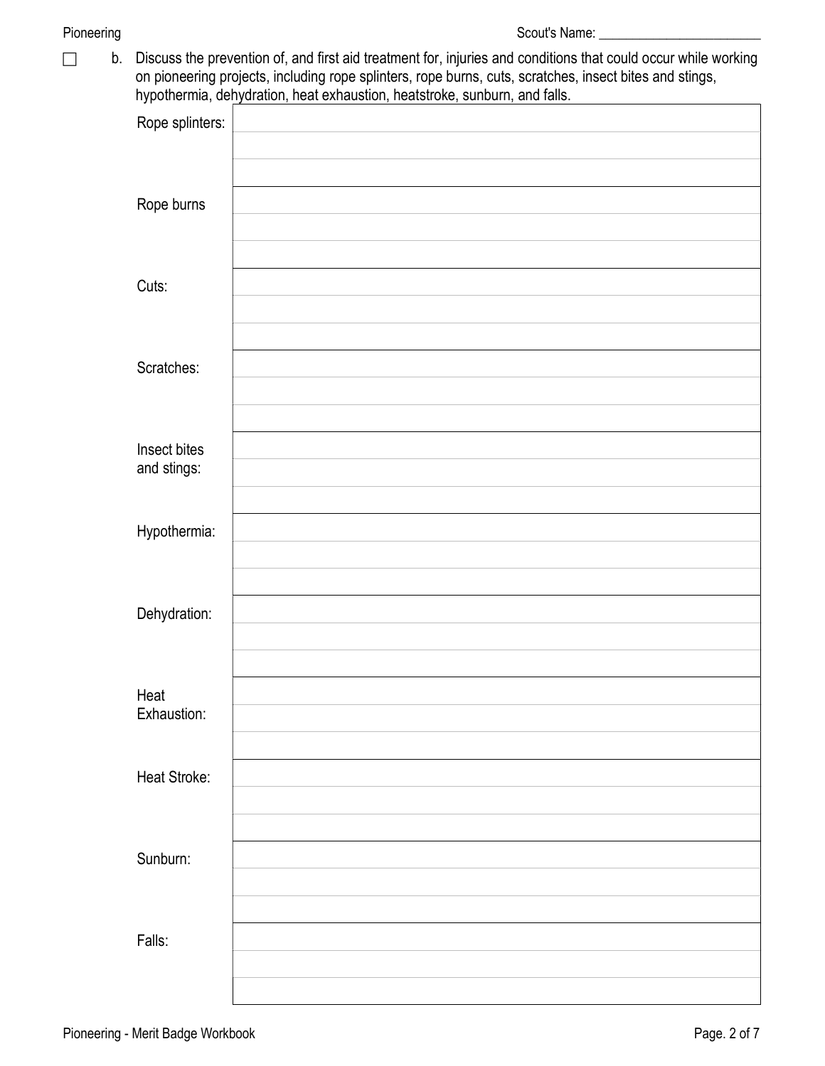☐ b. Discuss the prevention of, and first aid treatment for, injuries and conditions that could occur while working on pioneering projects, including rope splinters, rope burns, cuts, scratches, insect bites and stings, hypothermia, dehydration, heat exhaustion, heatstroke, sunburn, and falls.

| | |
|---|---|
| Rope splinters: | |
| Rope burns | |
| Cuts: | |
| Scratches: | |
| Insect bites and stings: | |
| Hypothermia: | |
| Dehydration: | |
| Heat Exhaustion: | |
| Heat Stroke: | |
| Sunburn: | |
| Falls: | |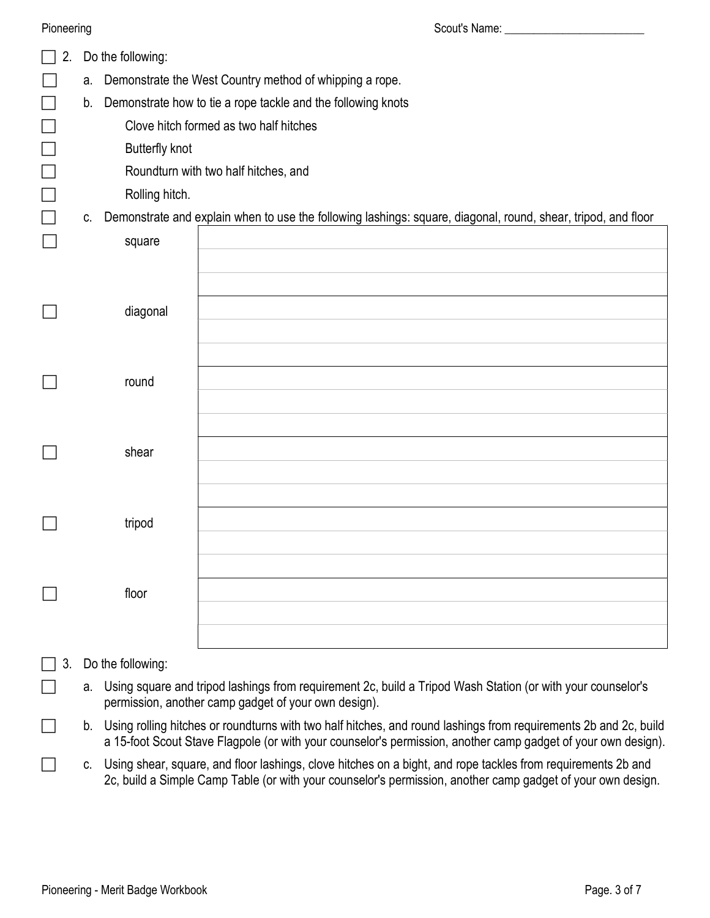Scout's Name: ________________________

- [ ] 2. Do the following:
  - [ ] a. Demonstrate the West Country method of whipping a rope.
  - [ ] b. Demonstrate how to tie a rope tackle and the following knots
    - [ ] Clove hitch formed as two half hitches
    - [ ] Butterfly knot
    - [ ] Roundturn with two half hitches, and
    - [ ] Rolling hitch.
  - [ ] c. Demonstrate and explain when to use the following lashings: square, diagonal, round, shear, tripod, and floor

| | |
|---|---|
| - [ ] square | |
| - [ ] diagonal | |
| - [ ] round | |
| - [ ] shear | |
| - [ ] tripod | |
| - [ ] floor | |

- [ ] 3. Do the following:
  - [ ] a. Using square and tripod lashings from requirement 2c, build a Tripod Wash Station (or with your counselor's permission, another camp gadget of your own design).
  - [ ] b. Using rolling hitches or roundturns with two half hitches, and round lashings from requirements 2b and 2c, build a 15-foot Scout Stave Flagpole (or with your counselor's permission, another camp gadget of your own design).
  - [ ] c. Using shear, square, and floor lashings, clove hitches on a bight, and rope tackles from requirements 2b and 2c, build a Simple Camp Table (or with your counselor's permission, another camp gadget of your own design.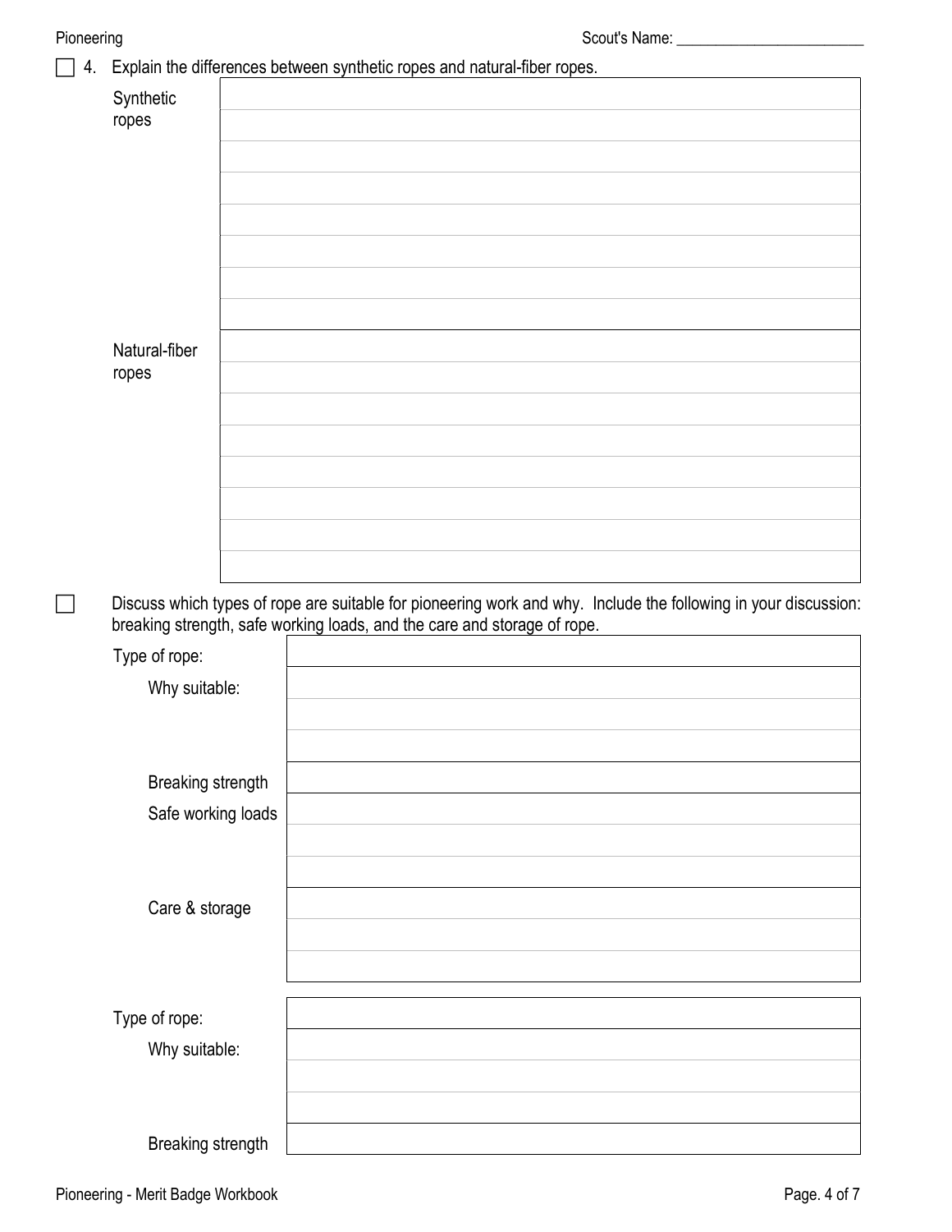Scout's Name: ________________________

☐ 4. Explain the differences between synthetic ropes and natural-fiber ropes.

| | |
|---|---|
| Synthetic ropes | |
| | |
| | |
| | |
| | |
| | |
| | |
| | |
| Natural-fiber ropes | |
| | |
| | |
| | |
| | |
| | |
| | |
| | |

☐ Discuss which types of rope are suitable for pioneering work and why. Include the following in your discussion: breaking strength, safe working loads, and the care and storage of rope.

| | |
|---|---|
| Type of rope: | |
| Why suitable: | |
| | |
| | |
| Breaking strength | |
| Safe working loads | |
| | |
| | |
| Care & storage | |
| | |
| | |

| | |
|---|---|
| Type of rope: | |
| Why suitable: | |
| | |
| | |
| Breaking strength | |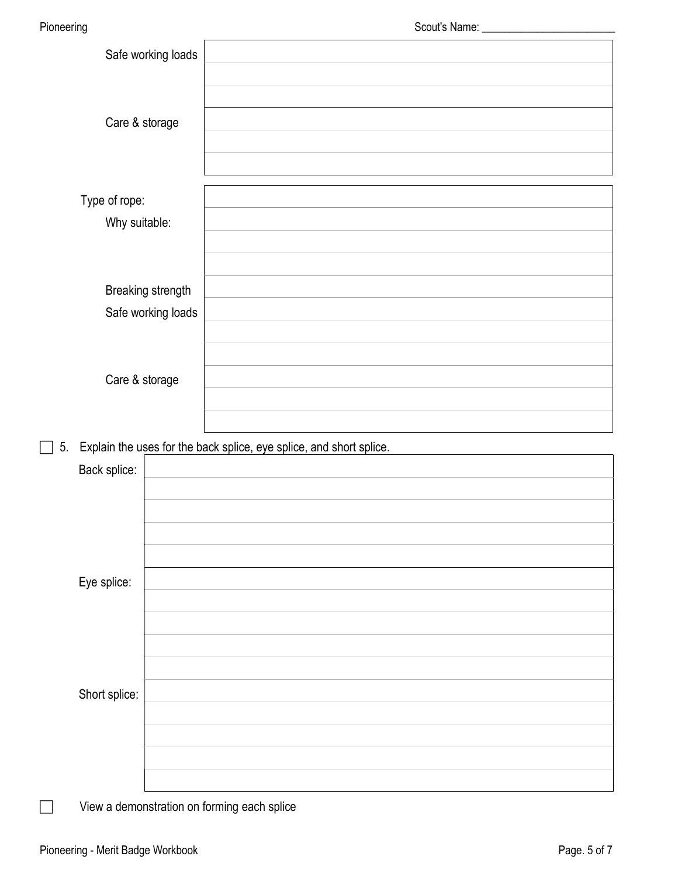| | |
|---|---|
| Safe working loads | |
| Care & storage | |

| | |
|---|---|
| Type of rope: | |
| Why suitable: | |
| Breaking strength | |
| Safe working loads | |
| Care & storage | |

☐ 5. Explain the uses for the back splice, eye splice, and short splice.

| | |
|---|---|
| Back splice: | |
| Eye splice: | |
| Short splice: | |

☐ View a demonstration on forming each splice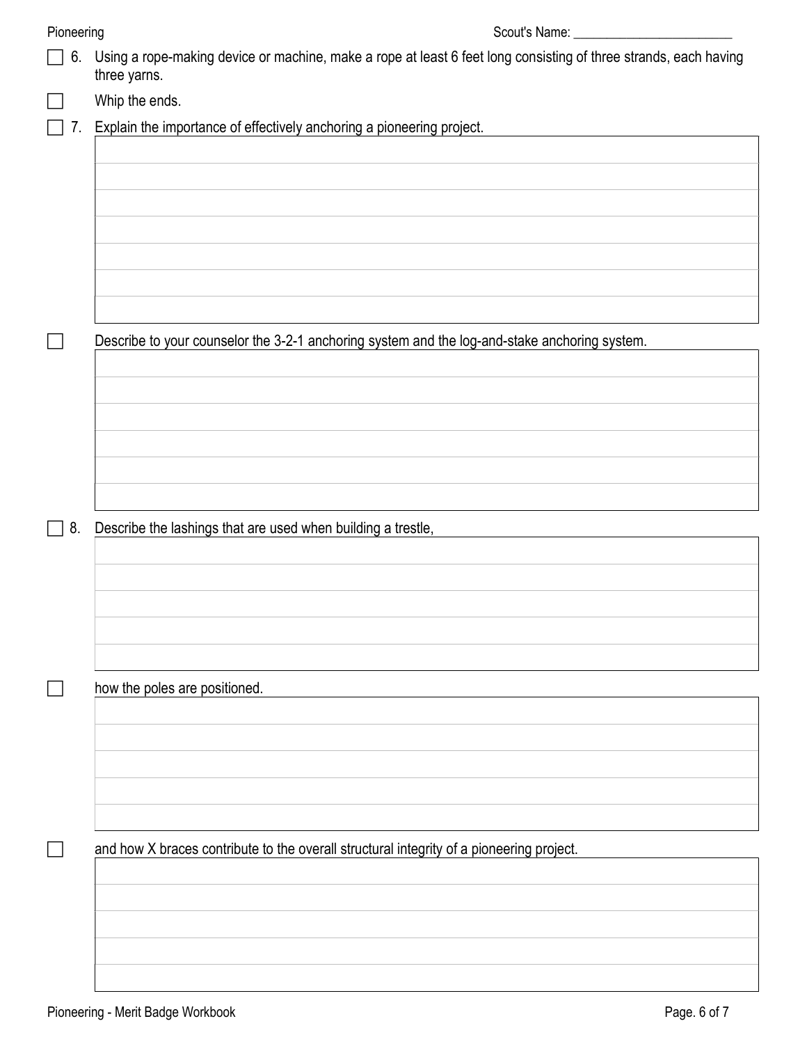Scout's Name: ________________________

- [ ] 6. Using a rope-making device or machine, make a rope at least 6 feet long consisting of three strands, each having three yarns.
- [ ] Whip the ends.
- [ ] 7. Explain the importance of effectively anchoring a pioneering project.

- [ ] Describe to your counselor the 3-2-1 anchoring system and the log-and-stake anchoring system.

- [ ] 8. Describe the lashings that are used when building a trestle,

- [ ] how the poles are positioned.

- [ ] and how X braces contribute to the overall structural integrity of a pioneering project.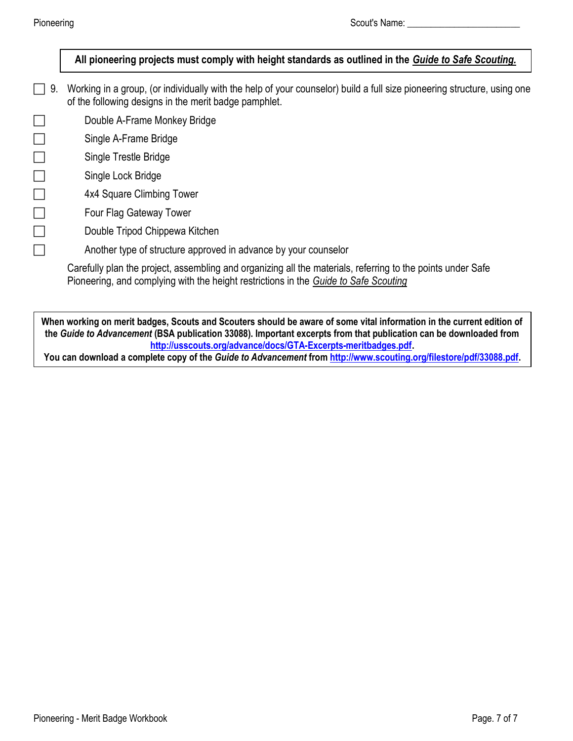**All pioneering projects must comply with height standards as outlined in the *Guide to Safe Scouting.***

- [ ] 9. Working in a group, (or individually with the help of your counselor) build a full size pioneering structure, using one of the following designs in the merit badge pamphlet.
  - [ ] Double A-Frame Monkey Bridge
  - [ ] Single A-Frame Bridge
  - [ ] Single Trestle Bridge
  - [ ] Single Lock Bridge
  - [ ] 4x4 Square Climbing Tower
  - [ ] Four Flag Gateway Tower
  - [ ] Double Tripod Chippewa Kitchen
  - [ ] Another type of structure approved in advance by your counselor

  Carefully plan the project, assembling and organizing all the materials, referring to the points under Safe Pioneering, and complying with the height restrictions in the *Guide to Safe Scouting*

**When working on merit badges, Scouts and Scouters should be aware of some vital information in the current edition of the *Guide to Advancement* (BSA publication 33088). Important excerpts from that publication can be downloaded from http://usscouts.org/advance/docs/GTA-Excerpts-meritbadges.pdf.**
**You can download a complete copy of the *Guide to Advancement* from http://www.scouting.org/filestore/pdf/33088.pdf.**